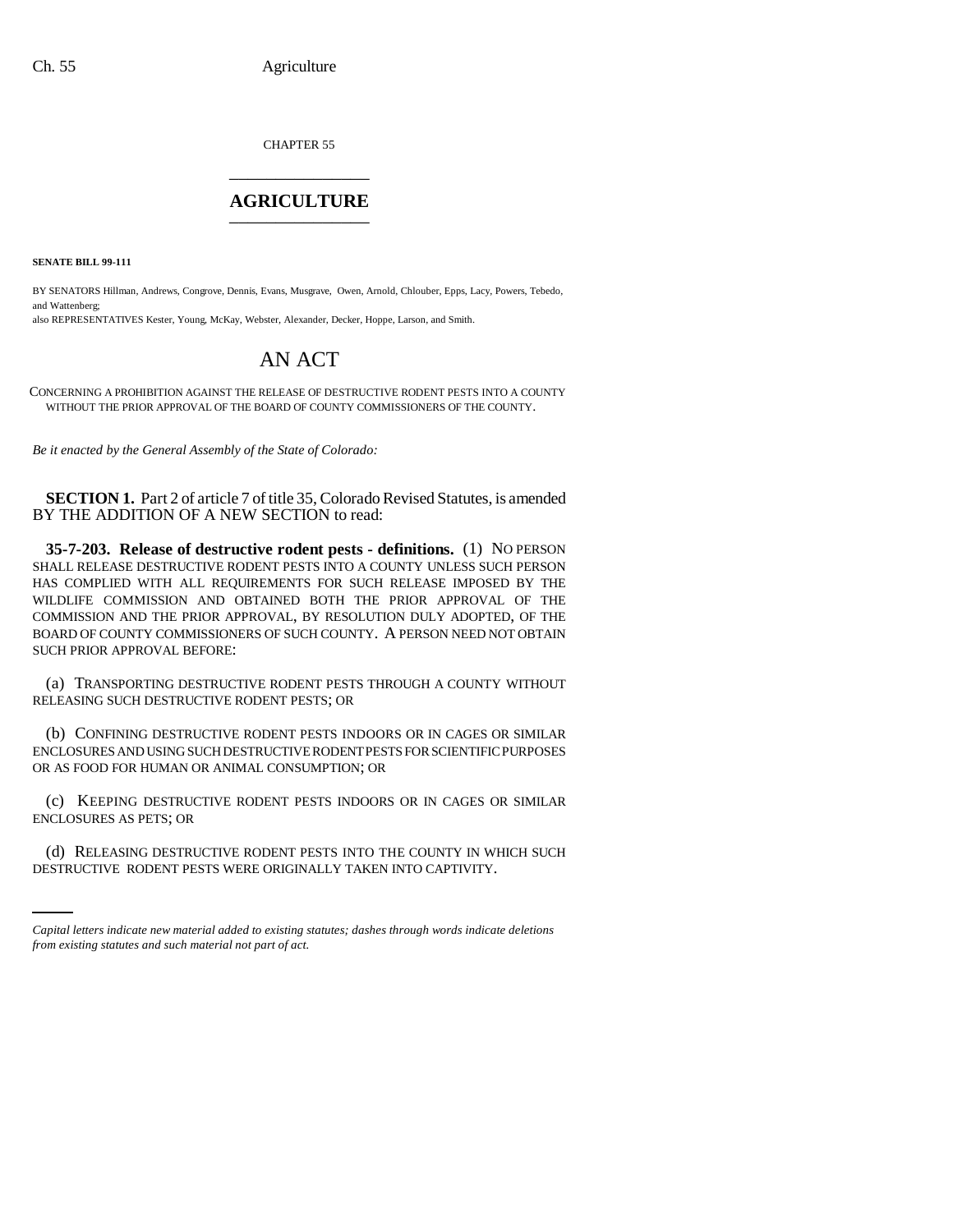CHAPTER 55

# AGRICULTURE

**SENATE BILL 99-111**

BY SENATORS Hillman, Andrews, Congrove, Dennis, Evans, Musgrave, Owen, Arnold, Chlouber, Epps, Lacy, Powers, Tebedo, and Wattenberg;
also REPRESENTATIVES Kester, Young, McKay, Webster, Alexander, Decker, Hoppe, Larson, and Smith.

# AN ACT

CONCERNING A PROHIBITION AGAINST THE RELEASE OF DESTRUCTIVE RODENT PESTS INTO A COUNTY WITHOUT THE PRIOR APPROVAL OF THE BOARD OF COUNTY COMMISSIONERS OF THE COUNTY.

*Be it enacted by the General Assembly of the State of Colorado:*

**SECTION 1.** Part 2 of article 7 of title 35, Colorado Revised Statutes, is amended BY THE ADDITION OF A NEW SECTION to read:

**35-7-203. Release of destructive rodent pests - definitions.** (1) NO PERSON SHALL RELEASE DESTRUCTIVE RODENT PESTS INTO A COUNTY UNLESS SUCH PERSON HAS COMPLIED WITH ALL REQUIREMENTS FOR SUCH RELEASE IMPOSED BY THE WILDLIFE COMMISSION AND OBTAINED BOTH THE PRIOR APPROVAL OF THE COMMISSION AND THE PRIOR APPROVAL, BY RESOLUTION DULY ADOPTED, OF THE BOARD OF COUNTY COMMISSIONERS OF SUCH COUNTY. A PERSON NEED NOT OBTAIN SUCH PRIOR APPROVAL BEFORE:

(a) TRANSPORTING DESTRUCTIVE RODENT PESTS THROUGH A COUNTY WITHOUT RELEASING SUCH DESTRUCTIVE RODENT PESTS; OR

(b) CONFINING DESTRUCTIVE RODENT PESTS INDOORS OR IN CAGES OR SIMILAR ENCLOSURES AND USING SUCH DESTRUCTIVE RODENT PESTS FOR SCIENTIFIC PURPOSES OR AS FOOD FOR HUMAN OR ANIMAL CONSUMPTION; OR

(c) KEEPING DESTRUCTIVE RODENT PESTS INDOORS OR IN CAGES OR SIMILAR ENCLOSURES AS PETS; OR

(d) RELEASING DESTRUCTIVE RODENT PESTS INTO THE COUNTY IN WHICH SUCH DESTRUCTIVE RODENT PESTS WERE ORIGINALLY TAKEN INTO CAPTIVITY.

*Capital letters indicate new material added to existing statutes; dashes through words indicate deletions from existing statutes and such material not part of act.*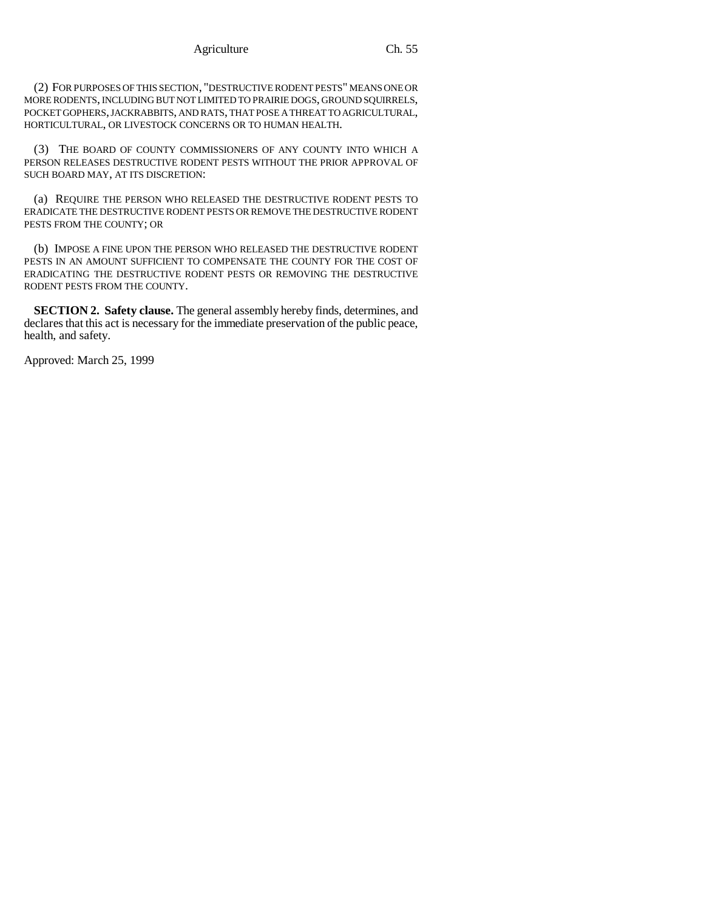(2) FOR PURPOSES OF THIS SECTION, "DESTRUCTIVE RODENT PESTS" MEANS ONE OR MORE RODENTS, INCLUDING BUT NOT LIMITED TO PRAIRIE DOGS, GROUND SQUIRRELS, POCKET GOPHERS, JACKRABBITS, AND RATS, THAT POSE A THREAT TO AGRICULTURAL, HORTICULTURAL, OR LIVESTOCK CONCERNS OR TO HUMAN HEALTH.

(3) THE BOARD OF COUNTY COMMISSIONERS OF ANY COUNTY INTO WHICH A PERSON RELEASES DESTRUCTIVE RODENT PESTS WITHOUT THE PRIOR APPROVAL OF SUCH BOARD MAY, AT ITS DISCRETION:

(a) REQUIRE THE PERSON WHO RELEASED THE DESTRUCTIVE RODENT PESTS TO ERADICATE THE DESTRUCTIVE RODENT PESTS OR REMOVE THE DESTRUCTIVE RODENT PESTS FROM THE COUNTY; OR

(b) IMPOSE A FINE UPON THE PERSON WHO RELEASED THE DESTRUCTIVE RODENT PESTS IN AN AMOUNT SUFFICIENT TO COMPENSATE THE COUNTY FOR THE COST OF ERADICATING THE DESTRUCTIVE RODENT PESTS OR REMOVING THE DESTRUCTIVE RODENT PESTS FROM THE COUNTY.

**SECTION 2. Safety clause.** The general assembly hereby finds, determines, and declares that this act is necessary for the immediate preservation of the public peace, health, and safety.

Approved: March 25, 1999